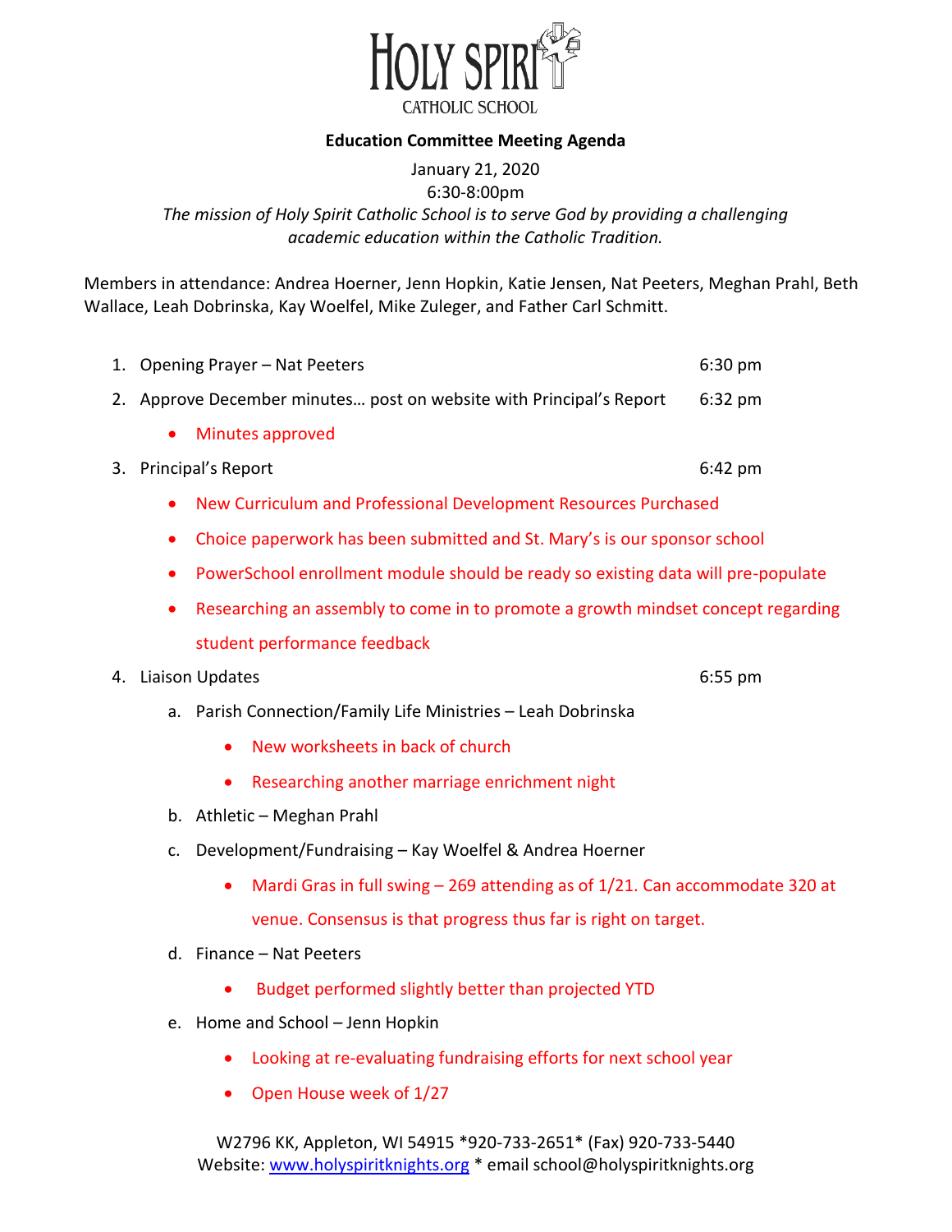# HOLY SPIRIT
CATHOLIC SCHOOL

**Education Committee Meeting Agenda**

January 21, 2020
6:30-8:00pm

*The mission of Holy Spirit Catholic School is to serve God by providing a challenging academic education within the Catholic Tradition.*

Members in attendance: Andrea Hoerner, Jenn Hopkin, Katie Jensen, Nat Peeters, Meghan Prahl, Beth Wallace, Leah Dobrinska, Kay Woelfel, Mike Zuleger, and Father Carl Schmitt.

1. Opening Prayer – Nat Peeters 6:30 pm
2. Approve December minutes… post on website with Principal's Report 6:32 pm
   - Minutes approved
3. Principal's Report 6:42 pm
   - New Curriculum and Professional Development Resources Purchased
   - Choice paperwork has been submitted and St. Mary's is our sponsor school
   - PowerSchool enrollment module should be ready so existing data will pre-populate
   - Researching an assembly to come in to promote a growth mindset concept regarding student performance feedback
4. Liaison Updates 6:55 pm
   a. Parish Connection/Family Life Ministries – Leah Dobrinska
      - New worksheets in back of church
      - Researching another marriage enrichment night
   b. Athletic – Meghan Prahl
   c. Development/Fundraising – Kay Woelfel & Andrea Hoerner
      - Mardi Gras in full swing – 269 attending as of 1/21. Can accommodate 320 at venue. Consensus is that progress thus far is right on target.
   d. Finance – Nat Peeters
      - Budget performed slightly better than projected YTD
   e. Home and School – Jenn Hopkin
      - Looking at re-evaluating fundraising efforts for next school year
      - Open House week of 1/27

W2796 KK, Appleton, WI 54915 *920-733-2651* (Fax) 920-733-5440
Website: www.holyspiritknights.org * email school@holyspiritknights.org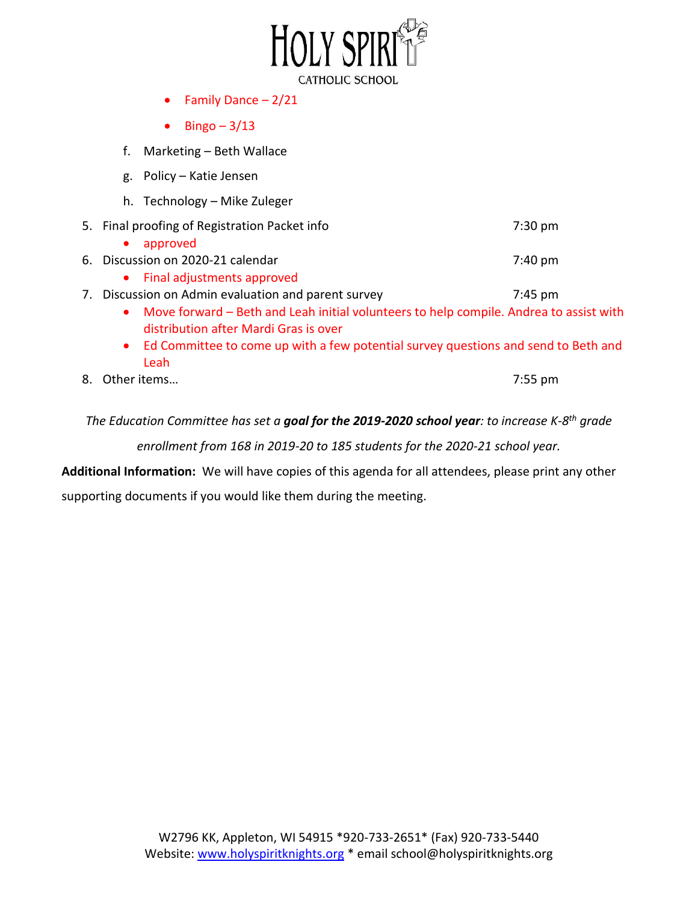- Family Dance – 2/21
- Bingo – 3/13

f. Marketing – Beth Wallace

g. Policy – Katie Jensen

h. Technology – Mike Zuleger

5. Final proofing of Registration Packet info — 7:30 pm
   - approved
6. Discussion on 2020-21 calendar — 7:40 pm
   - Final adjustments approved
7. Discussion on Admin evaluation and parent survey — 7:45 pm
   - Move forward – Beth and Leah initial volunteers to help compile. Andrea to assist with distribution after Mardi Gras is over
   - Ed Committee to come up with a few potential survey questions and send to Beth and Leah
8. Other items… — 7:55 pm

*The Education Committee has set a **goal for the 2019-2020 school year**: to increase K-8th grade enrollment from 168 in 2019-20 to 185 students for the 2020-21 school year.*

**Additional Information:** We will have copies of this agenda for all attendees, please print any other supporting documents if you would like them during the meeting.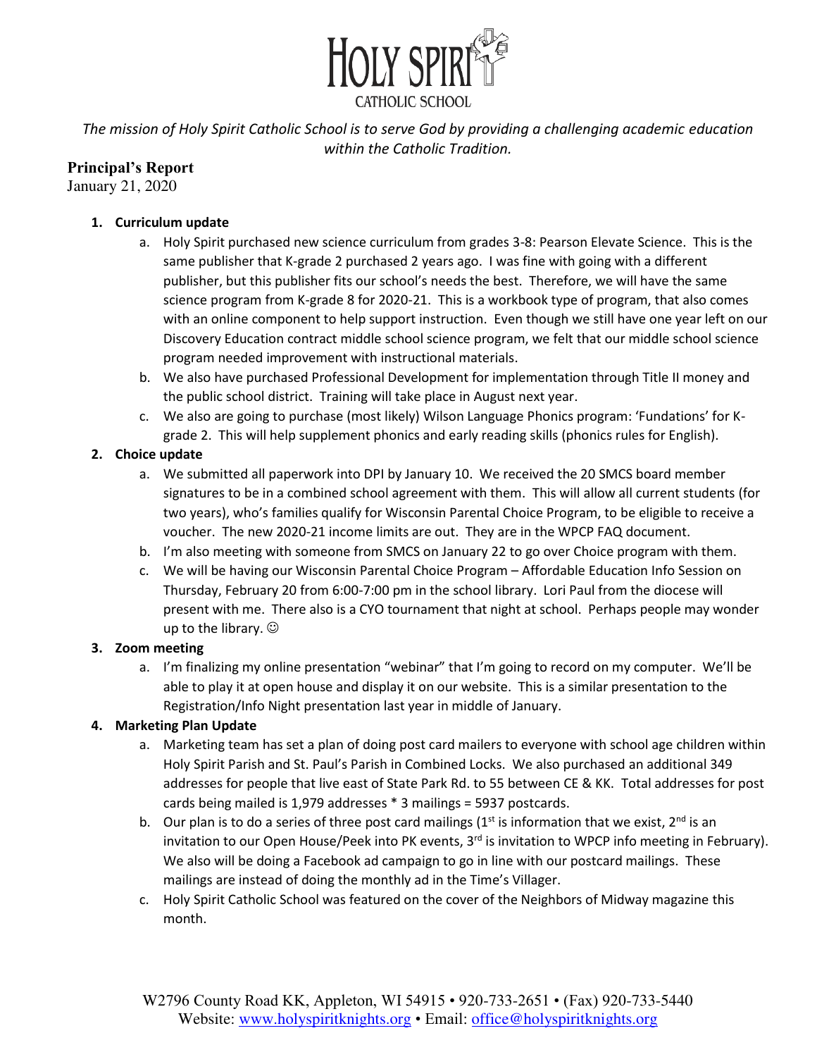HOLY SPIRIT
CATHOLIC SCHOOL

*The mission of Holy Spirit Catholic School is to serve God by providing a challenging academic education within the Catholic Tradition.*

**Principal's Report**
January 21, 2020

1. **Curriculum update**
    a. Holy Spirit purchased new science curriculum from grades 3-8: Pearson Elevate Science. This is the same publisher that K-grade 2 purchased 2 years ago. I was fine with going with a different publisher, but this publisher fits our school's needs the best. Therefore, we will have the same science program from K-grade 8 for 2020-21. This is a workbook type of program, that also comes with an online component to help support instruction. Even though we still have one year left on our Discovery Education contract middle school science program, we felt that our middle school science program needed improvement with instructional materials.
    b. We also have purchased Professional Development for implementation through Title II money and the public school district. Training will take place in August next year.
    c. We also are going to purchase (most likely) Wilson Language Phonics program: 'Fundations' for K-grade 2. This will help supplement phonics and early reading skills (phonics rules for English).
2. **Choice update**
    a. We submitted all paperwork into DPI by January 10. We received the 20 SMCS board member signatures to be in a combined school agreement with them. This will allow all current students (for two years), who's families qualify for Wisconsin Parental Choice Program, to be eligible to receive a voucher. The new 2020-21 income limits are out. They are in the WPCP FAQ document.
    b. I'm also meeting with someone from SMCS on January 22 to go over Choice program with them.
    c. We will be having our Wisconsin Parental Choice Program – Affordable Education Info Session on Thursday, February 20 from 6:00-7:00 pm in the school library. Lori Paul from the diocese will present with me. There also is a CYO tournament that night at school. Perhaps people may wonder up to the library. ☺
3. **Zoom meeting**
    a. I'm finalizing my online presentation "webinar" that I'm going to record on my computer. We'll be able to play it at open house and display it on our website. This is a similar presentation to the Registration/Info Night presentation last year in middle of January.
4. **Marketing Plan Update**
    a. Marketing team has set a plan of doing post card mailers to everyone with school age children within Holy Spirit Parish and St. Paul's Parish in Combined Locks. We also purchased an additional 349 addresses for people that live east of State Park Rd. to 55 between CE & KK. Total addresses for post cards being mailed is 1,979 addresses * 3 mailings = 5937 postcards.
    b. Our plan is to do a series of three post card mailings (1st is information that we exist, 2nd is an invitation to our Open House/Peek into PK events, 3rd is invitation to WPCP info meeting in February). We also will be doing a Facebook ad campaign to go in line with our postcard mailings. These mailings are instead of doing the monthly ad in the Time's Villager.
    c. Holy Spirit Catholic School was featured on the cover of the Neighbors of Midway magazine this month.

W2796 County Road KK, Appleton, WI 54915 • 920-733-2651 • (Fax) 920-733-5440
Website: www.holyspiritknights.org • Email: office@holyspiritknights.org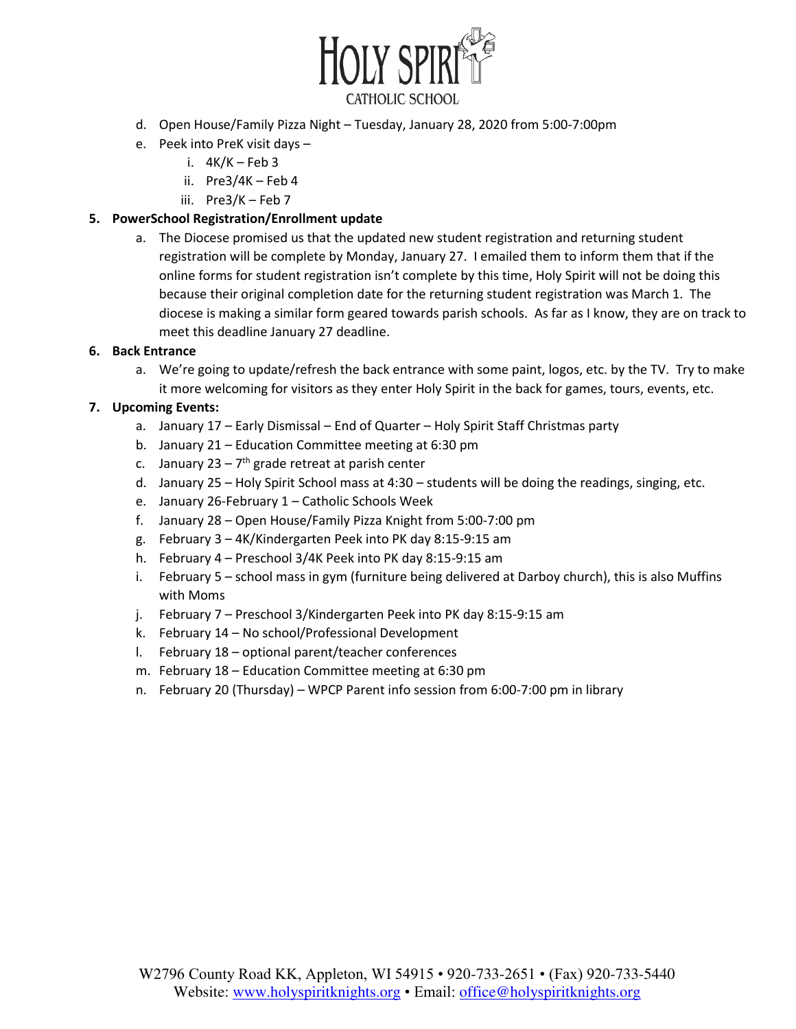d. Open House/Family Pizza Night – Tuesday, January 28, 2020 from 5:00-7:00pm

e. Peek into PreK visit days –

   i. 4K/K – Feb 3

   ii. Pre3/4K – Feb 4

   iii. Pre3/K – Feb 7

**5. PowerSchool Registration/Enrollment update**

   a. The Diocese promised us that the updated new student registration and returning student registration will be complete by Monday, January 27. I emailed them to inform them that if the online forms for student registration isn't complete by this time, Holy Spirit will not be doing this because their original completion date for the returning student registration was March 1. The diocese is making a similar form geared towards parish schools. As far as I know, they are on track to meet this deadline January 27 deadline.

**6. Back Entrance**

   a. We're going to update/refresh the back entrance with some paint, logos, etc. by the TV. Try to make it more welcoming for visitors as they enter Holy Spirit in the back for games, tours, events, etc.

**7. Upcoming Events:**

   a. January 17 – Early Dismissal – End of Quarter – Holy Spirit Staff Christmas party

   b. January 21 – Education Committee meeting at 6:30 pm

   c. January 23 – 7th grade retreat at parish center

   d. January 25 – Holy Spirit School mass at 4:30 – students will be doing the readings, singing, etc.

   e. January 26-February 1 – Catholic Schools Week

   f. January 28 – Open House/Family Pizza Knight from 5:00-7:00 pm

   g. February 3 – 4K/Kindergarten Peek into PK day 8:15-9:15 am

   h. February 4 – Preschool 3/4K Peek into PK day 8:15-9:15 am

   i. February 5 – school mass in gym (furniture being delivered at Darboy church), this is also Muffins with Moms

   j. February 7 – Preschool 3/Kindergarten Peek into PK day 8:15-9:15 am

   k. February 14 – No school/Professional Development

   l. February 18 – optional parent/teacher conferences

   m. February 18 – Education Committee meeting at 6:30 pm

   n. February 20 (Thursday) – WPCP Parent info session from 6:00-7:00 pm in library